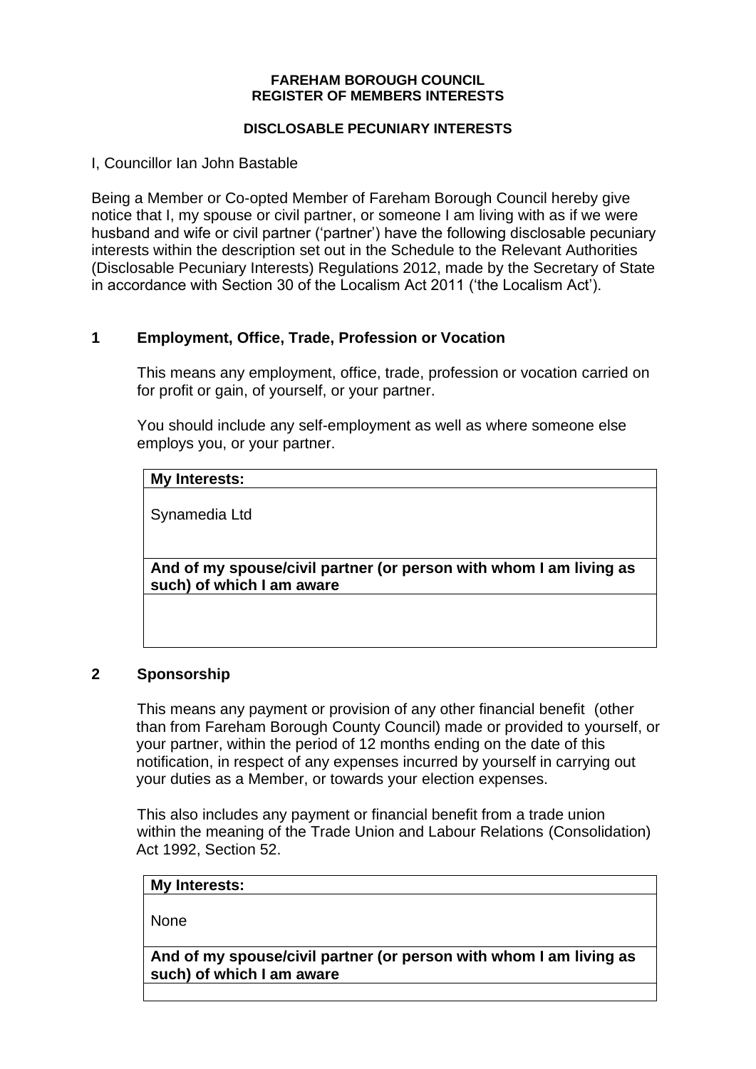**FAREHAM BOROUGH COUNCIL**
**REGISTER OF MEMBERS INTERESTS**

**DISCLOSABLE PECUNIARY INTERESTS**

I, Councillor Ian John Bastable

Being a Member or Co-opted Member of Fareham Borough Council hereby give notice that I, my spouse or civil partner, or someone I am living with as if we were husband and wife or civil partner ('partner') have the following disclosable pecuniary interests within the description set out in the Schedule to the Relevant Authorities (Disclosable Pecuniary Interests) Regulations 2012, made by the Secretary of State in accordance with Section 30 of the Localism Act 2011 ('the Localism Act').

## 1 Employment, Office, Trade, Profession or Vocation

This means any employment, office, trade, profession or vocation carried on for profit or gain, of yourself, or your partner.

You should include any self-employment as well as where someone else employs you, or your partner.

| **My Interests:** |
| --- |
| Synamedia Ltd |
| **And of my spouse/civil partner (or person with whom I am living as such) of which I am aware** |
| |

## 2 Sponsorship

This means any payment or provision of any other financial benefit (other than from Fareham Borough County Council) made or provided to yourself, or your partner, within the period of 12 months ending on the date of this notification, in respect of any expenses incurred by yourself in carrying out your duties as a Member, or towards your election expenses.

This also includes any payment or financial benefit from a trade union within the meaning of the Trade Union and Labour Relations (Consolidation) Act 1992, Section 52.

| **My Interests:** |
| --- |
| None |
| **And of my spouse/civil partner (or person with whom I am living as such) of which I am aware** |
| |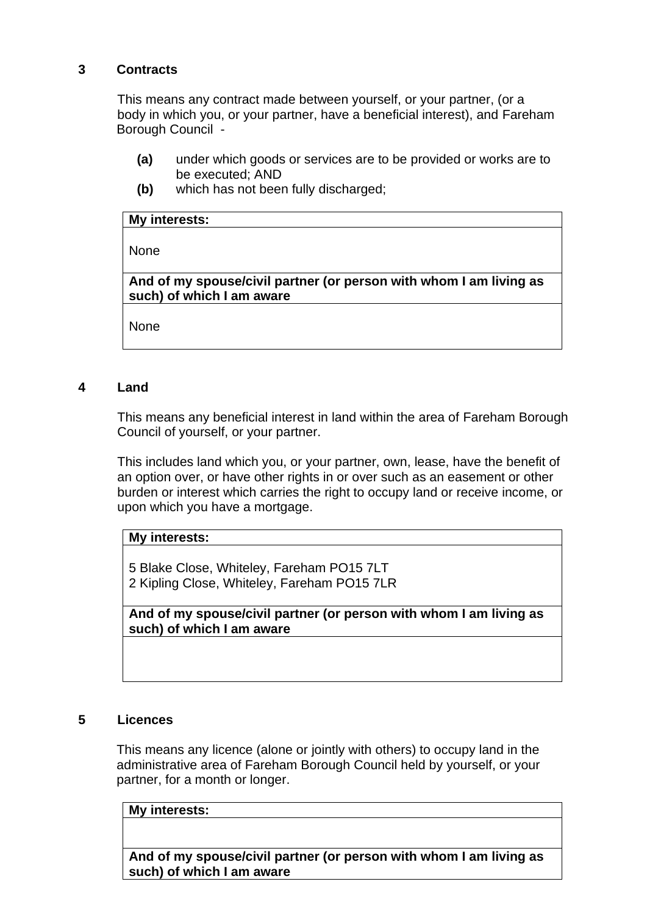## 3 Contracts

This means any contract made between yourself, or your partner, (or a body in which you, or your partner, have a beneficial interest), and Fareham Borough Council -

- **(a)** under which goods or services are to be provided or works are to be executed; AND
- **(b)** which has not been fully discharged;

| **My interests:** |
|---|
| None |
| **And of my spouse/civil partner (or person with whom I am living as such) of which I am aware** |
| None |

## 4 Land

This means any beneficial interest in land within the area of Fareham Borough Council of yourself, or your partner.

This includes land which you, or your partner, own, lease, have the benefit of an option over, or have other rights in or over such as an easement or other burden or interest which carries the right to occupy land or receive income, or upon which you have a mortgage.

| **My interests:** |
|---|
| 5 Blake Close, Whiteley, Fareham PO15 7LT<br>2 Kipling Close, Whiteley, Fareham PO15 7LR |
| **And of my spouse/civil partner (or person with whom I am living as such) of which I am aware** |
| |

## 5 Licences

This means any licence (alone or jointly with others) to occupy land in the administrative area of Fareham Borough Council held by yourself, or your partner, for a month or longer.

| **My interests:** |
|---|
| |
| **And of my spouse/civil partner (or person with whom I am living as such) of which I am aware** |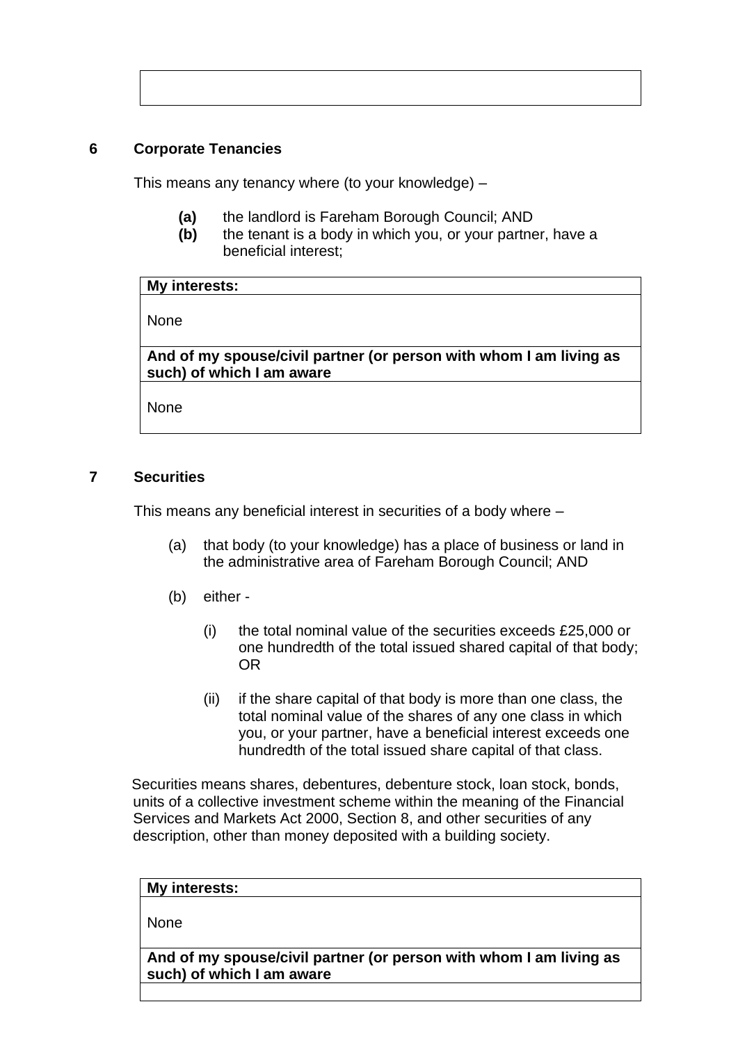| |
|---|
| |

## 6 Corporate Tenancies

This means any tenancy where (to your knowledge) –

**(a)** the landlord is Fareham Borough Council; AND
**(b)** the tenant is a body in which you, or your partner, have a beneficial interest;

| **My interests:** |
|---|
| None |
| **And of my spouse/civil partner (or person with whom I am living as such) of which I am aware** |
| None |

## 7 Securities

This means any beneficial interest in securities of a body where –

(a) that body (to your knowledge) has a place of business or land in the administrative area of Fareham Borough Council; AND

(b) either -

(i) the total nominal value of the securities exceeds £25,000 or one hundredth of the total issued shared capital of that body; OR

(ii) if the share capital of that body is more than one class, the total nominal value of the shares of any one class in which you, or your partner, have a beneficial interest exceeds one hundredth of the total issued share capital of that class.

Securities means shares, debentures, debenture stock, loan stock, bonds, units of a collective investment scheme within the meaning of the Financial Services and Markets Act 2000, Section 8, and other securities of any description, other than money deposited with a building society.

| **My interests:** |
|---|
| None |
| **And of my spouse/civil partner (or person with whom I am living as such) of which I am aware** |
| |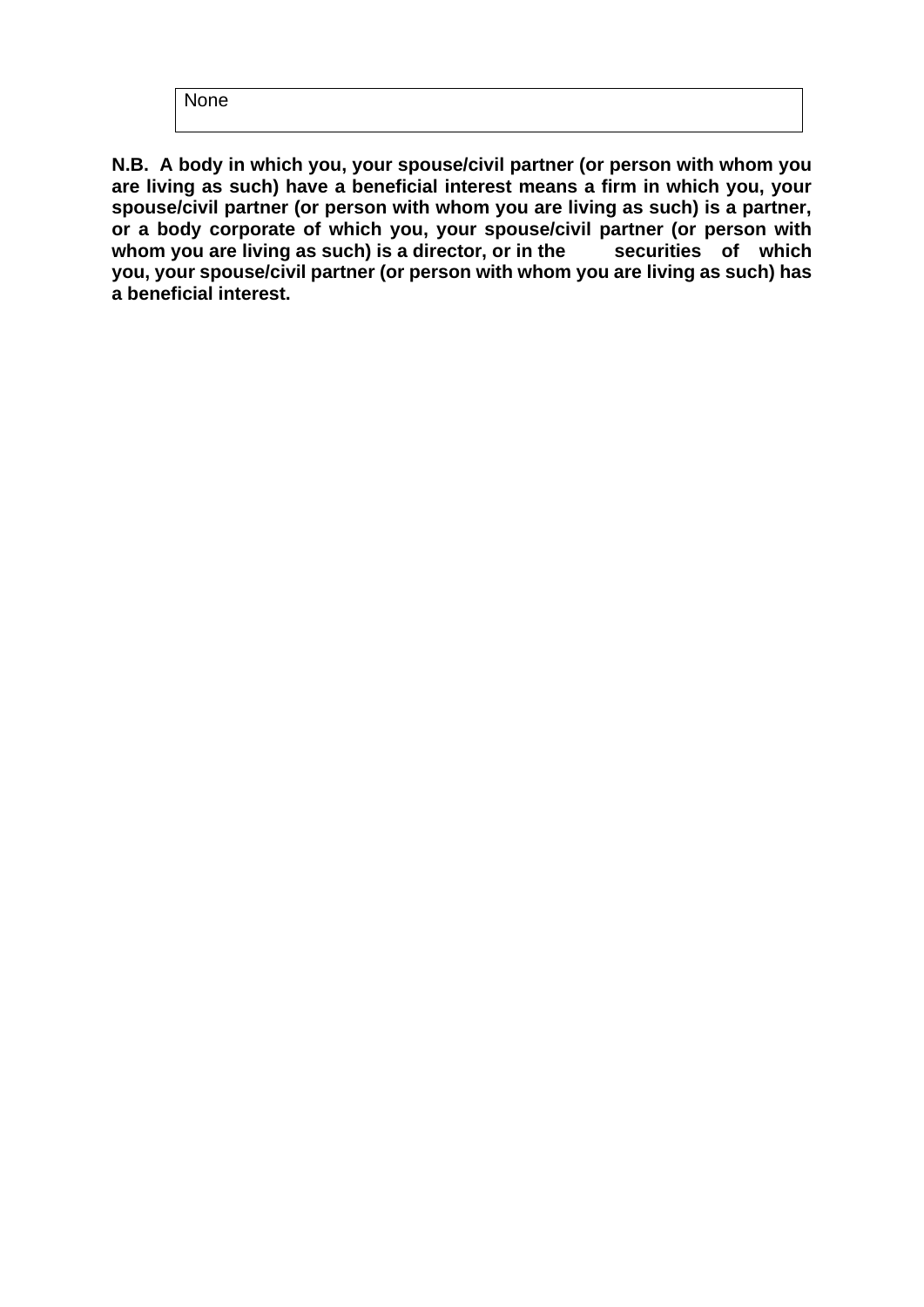| None |
| --- |

**N.B. A body in which you, your spouse/civil partner (or person with whom you are living as such) have a beneficial interest means a firm in which you, your spouse/civil partner (or person with whom you are living as such) is a partner, or a body corporate of which you, your spouse/civil partner (or person with whom you are living as such) is a director, or in the securities of which you, your spouse/civil partner (or person with whom you are living as such) has a beneficial interest.**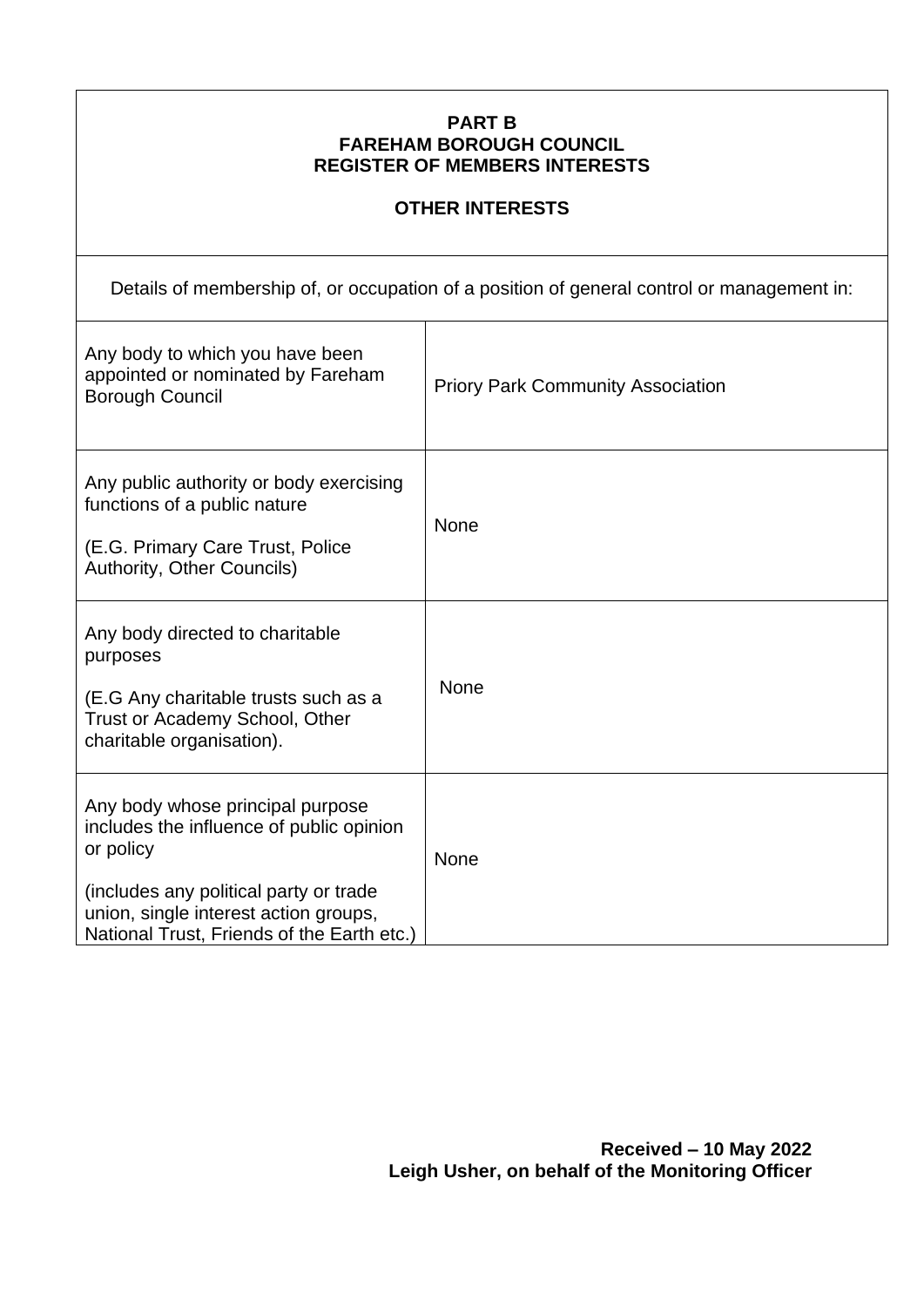**PART B**
**FAREHAM BOROUGH COUNCIL**
**REGISTER OF MEMBERS INTERESTS**

**OTHER INTERESTS**

Details of membership of, or occupation of a position of general control or management in:

| | |
|---|---|
| Any body to which you have been appointed or nominated by Fareham Borough Council | Priory Park Community Association |
| Any public authority or body exercising functions of a public nature<br><br>(E.G. Primary Care Trust, Police Authority, Other Councils) | None |
| Any body directed to charitable purposes<br><br>(E.G Any charitable trusts such as a Trust or Academy School, Other charitable organisation). | None |
| Any body whose principal purpose includes the influence of public opinion or policy<br><br>(includes any political party or trade union, single interest action groups, National Trust, Friends of the Earth etc.) | None |

**Received – 10 May 2022**
**Leigh Usher, on behalf of the Monitoring Officer**